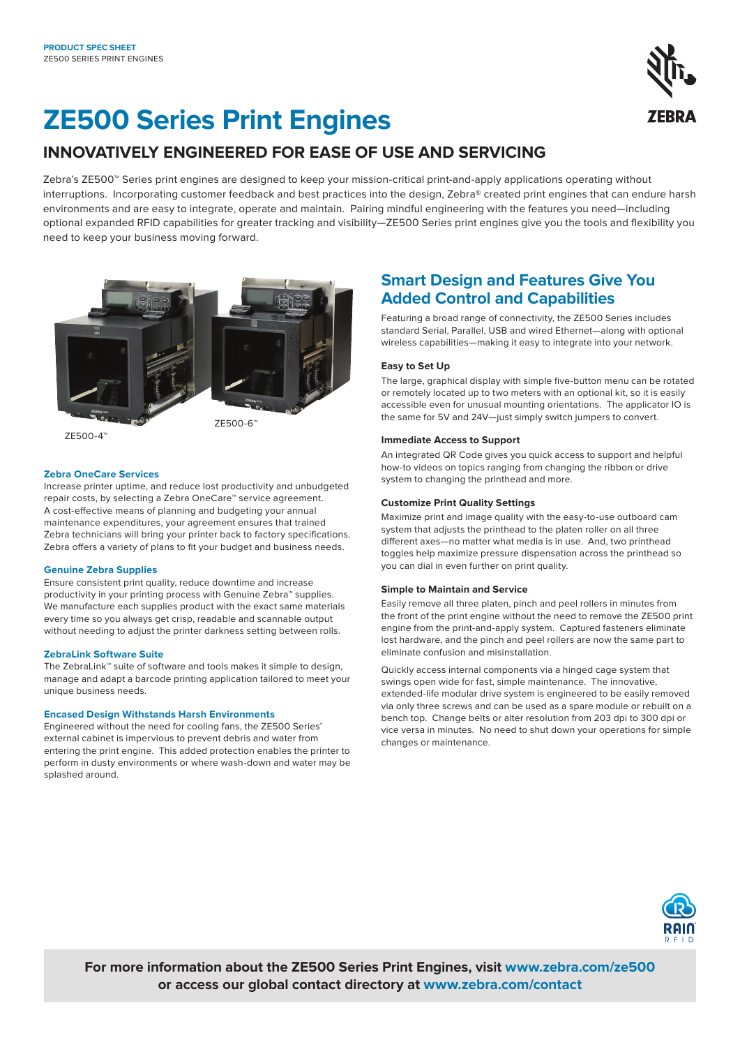PRODUCT SPEC SHEET
ZE500 SERIES PRINT ENGINES

# ZE500 Series Print Engines

## INNOVATIVELY ENGINEERED FOR EASE OF USE AND SERVICING

Zebra's ZE500™ Series print engines are designed to keep your mission-critical print-and-apply applications operating without interruptions. Incorporating customer feedback and best practices into the design, Zebra® created print engines that can endure harsh environments and are easy to integrate, operate and maintain. Pairing mindful engineering with the features you need—including optional expanded RFID capabilities for greater tracking and visibility—ZE500 Series print engines give you the tools and flexibility you need to keep your business moving forward.

ZE500-4™

ZE500-6™

### Zebra OneCare Services

Increase printer uptime, and reduce lost productivity and unbudgeted repair costs, by selecting a Zebra OneCare™ service agreement. A cost-effective means of planning and budgeting your annual maintenance expenditures, your agreement ensures that trained Zebra technicians will bring your printer back to factory specifications. Zebra offers a variety of plans to fit your budget and business needs.

### Genuine Zebra Supplies

Ensure consistent print quality, reduce downtime and increase productivity in your printing process with Genuine Zebra™ supplies. We manufacture each supplies product with the exact same materials every time so you always get crisp, readable and scannable output without needing to adjust the printer darkness setting between rolls.

### ZebraLink Software Suite

The ZebraLink™ suite of software and tools makes it simple to design, manage and adapt a barcode printing application tailored to meet your unique business needs.

### Encased Design Withstands Harsh Environments

Engineered without the need for cooling fans, the ZE500 Series' external cabinet is impervious to prevent debris and water from entering the print engine. This added protection enables the printer to perform in dusty environments or where wash-down and water may be splashed around.

## Smart Design and Features Give You Added Control and Capabilities

Featuring a broad range of connectivity, the ZE500 Series includes standard Serial, Parallel, USB and wired Ethernet—along with optional wireless capabilities—making it easy to integrate into your network.

### Easy to Set Up

The large, graphical display with simple five-button menu can be rotated or remotely located up to two meters with an optional kit, so it is easily accessible even for unusual mounting orientations. The applicator IO is the same for 5V and 24V—just simply switch jumpers to convert.

### Immediate Access to Support

An integrated QR Code gives you quick access to support and helpful how-to videos on topics ranging from changing the ribbon or drive system to changing the printhead and more.

### Customize Print Quality Settings

Maximize print and image quality with the easy-to-use outboard cam system that adjusts the printhead to the platen roller on all three different axes—no matter what media is in use. And, two printhead toggles help maximize pressure dispensation across the printhead so you can dial in even further on print quality.

### Simple to Maintain and Service

Easily remove all three platen, pinch and peel rollers in minutes from the front of the print engine without the need to remove the ZE500 print engine from the print-and-apply system. Captured fasteners eliminate lost hardware, and the pinch and peel rollers are now the same part to eliminate confusion and misinstallation.

Quickly access internal components via a hinged cage system that swings open wide for fast, simple maintenance. The innovative, extended-life modular drive system is engineered to be easily removed via only three screws and can be used as a spare module or rebuilt on a bench top. Change belts or alter resolution from 203 dpi to 300 dpi or vice versa in minutes. No need to shut down your operations for simple changes or maintenance.

**For more information about the ZE500 Series Print Engines, visit www.zebra.com/ze500 or access our global contact directory at www.zebra.com/contact**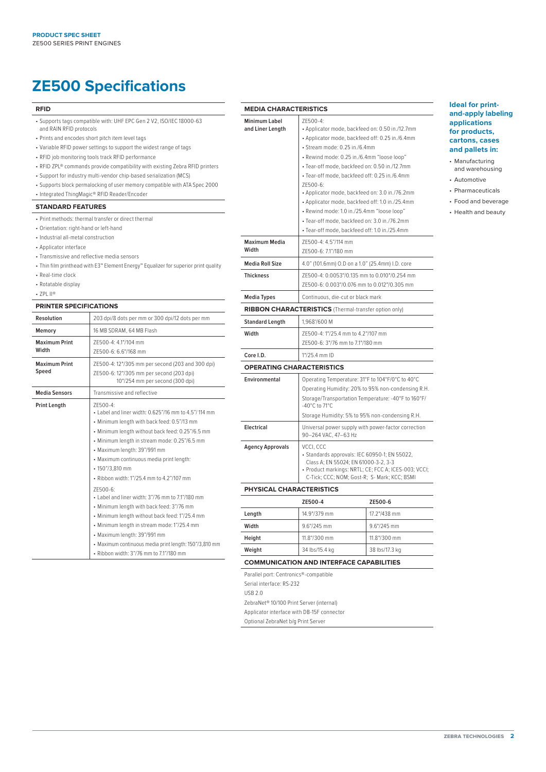# ZE500 Specifications

## RFID

- Supports tags compatible with: UHF EPC Gen 2 V2, ISO/IEC 18000-63 and RAIN RFID protocols
- Prints and encodes short pitch item level tags
- Variable RFID power settings to support the widest range of tags
- RFID job monitoring tools track RFID performance
- RFID ZPL® commands provide compatibility with existing Zebra RFID printers
- Support for industry multi-vendor chip-based serialization (MCS)
- Supports block permalocking of user memory compatible with ATA Spec 2000
- Integrated ThingMagic® RFID Reader/Encoder

## STANDARD FEATURES

- Print methods: thermal transfer or direct thermal
- Orientation: right-hand or left-hand
- Industrial all-metal construction
- Applicator interface
- Transmissive and reflective media sensors
- Thin film printhead with E3™ Element Energy™ Equalizer for superior print quality
- Real-time clock
- Rotatable display
- ZPL II®

## PRINTER SPECIFICATIONS

| | |
|---|---|
| **Resolution** | 203 dpi/8 dots per mm or 300 dpi/12 dots per mm |
| **Memory** | 16 MB SDRAM, 64 MB Flash |
| **Maximum Print Width** | ZE500-4: 4.1"/104 mm<br>ZE500-6: 6.6"/168 mm |
| **Maximum Print Speed** | ZE500-4: 12"/305 mm per second (203 and 300 dpi)<br>ZE500-6: 12"/305 mm per second (203 dpi)<br>10"/254 mm per second (300 dpi) |
| **Media Sensors** | Transmissive and reflective |
| **Print Length** | ZE500-4:<br>• Label and liner width: 0.625"/16 mm to 4.5"/114 mm<br>• Minimum length with back feed: 0.5"/13 mm<br>• Minimum length without back feed: 0.25"/6.5 mm<br>• Minimum length in stream mode: 0.25"/6.5 mm<br>• Maximum length: 39"/991 mm<br>• Maximum continuous media print length:<br>• 150"/3,810 mm<br>• Ribbon width: 1"/25.4 mm to 4.2"/107 mm<br>ZE500-6:<br>• Label and liner width: 3"/76 mm to 7.1"/180 mm<br>• Minimum length with back feed: 3"/76 mm<br>• Minimum length without back feed: 1"/25.4 mm<br>• Minimum length in stream mode: 1"/25.4 mm<br>• Maximum length: 39"/991 mm<br>• Maximum continuous media print length: 150"/3,810 mm<br>• Ribbon width: 3"/76 mm to 7.1"/180 mm |

## MEDIA CHARACTERISTICS

| | |
|---|---|
| **Minimum Label and Liner Length** | ZE500-4:<br>• Applicator mode, backfeed on: 0.50 in./12.7mm<br>• Applicator mode, backfeed off: 0.25 in./6.4mm<br>• Stream mode: 0.25 in./6.4mm<br>• Rewind mode: 0.25 in./6.4mm "loose loop"<br>• Tear-off mode, backfeed on: 0.50 in./12.7mm<br>• Tear-off mode, backfeed off: 0.25 in./6.4mm<br>ZE500-6:<br>• Applicator mode, backfeed on: 3.0 in./76.2mm<br>• Applicator mode, backfeed off: 1.0 in./25.4mm<br>• Rewind mode: 1.0 in./25.4mm "loose loop"<br>• Tear-off mode, backfeed on: 3.0 in./76.2mm<br>• Tear-off mode, backfeed off: 1.0 in./25.4mm |
| **Maximum Media Width** | ZE500-4: 4.5"/114 mm<br>ZE500-6: 7.1"/180 mm |
| **Media Roll Size** | 4.0" (101.6mm) O.D on a 1.0" (25.4mm) I.D. core |
| **Thickness** | ZE500-4: 0.0053"/0.135 mm to 0.010"/0.254 mm<br>ZE500-6: 0.003"/0.076 mm to 0.012"/0.305 mm |
| **Media Types** | Continuous, die-cut or black mark |

## RIBBON CHARACTERISTICS (Thermal-transfer option only)

| | |
|---|---|
| **Standard Length** | 1,968'/600 M |
| **Width** | ZE500-4: 1"/25.4 mm to 4.2"/107 mm<br>ZE500-6: 3"/76 mm to 7.1"/180 mm |
| **Core I.D.** | 1"/25.4 mm ID |

## OPERATING CHARACTERISTICS

| | |
|---|---|
| **Environmental** | Operating Temperature: 31°F to 104°F/0°C to 40°C<br>Operating Humidity: 20% to 95% non-condensing R.H.<br>Storage/Transportation Temperature: -40°F to 160°F/ -40°C to 71°C<br>Storage Humidity: 5% to 95% non-condensing R.H. |
| **Electrical** | Universal power supply with power-factor correction 90–264 VAC, 47–63 Hz |
| **Agency Approvals** | VCCI, CCC<br>• Standards approvals: IEC 60950-1; EN 55022, Class A; EN 55024; EN 61000-3-2, 3-3<br>• Product markings: NRTL; CE; FCC A; ICES-003; VCCI; C-Tick; CCC; NOM; Gost-R; S- Mark; KCC; BSMI |

## PHYSICAL CHARACTERISTICS

| | ZE500-4 | ZE500-6 |
|---|---|---|
| **Length** | 14.9"/379 mm | 17.2"/438 mm |
| **Width** | 9.6"/245 mm | 9.6"/245 mm |
| **Height** | 11.8"/300 mm | 11.8"/300 mm |
| **Weight** | 34 lbs/15.4 kg | 38 lbs/17.3 kg |

## COMMUNICATION AND INTERFACE CAPABILITIES

Parallel port: Centronics®-compatible

Serial interface: RS-232

USB 2.0

ZebraNet® 10/100 Print Server (internal)

Applicator interface with DB-15F connector

Optional ZebraNet b/g Print Server

### Ideal for print-and-apply labeling applications for products, cartons, cases and pallets in:

- Manufacturing and warehousing
- Automotive
- Pharmaceuticals
- Food and beverage
- Health and beauty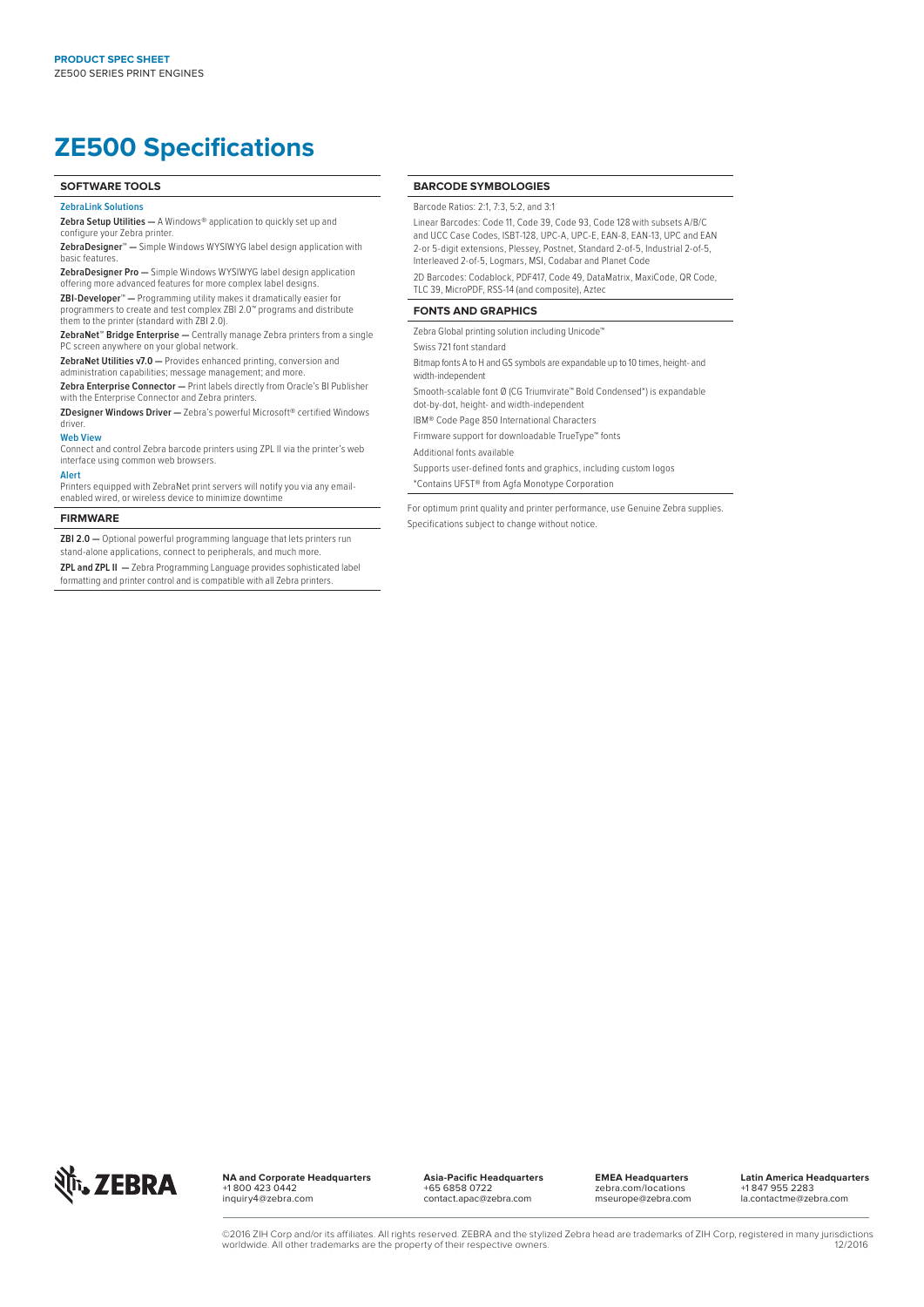# ZE500 Specifications

## SOFTWARE TOOLS

### ZebraLink Solutions

**Zebra Setup Utilities —** A Windows® application to quickly set up and configure your Zebra printer.

**ZebraDesigner™ —** Simple Windows WYSIWYG label design application with basic features.

**ZebraDesigner Pro —** Simple Windows WYSIWYG label design application offering more advanced features for more complex label designs.

**ZBI-Developer™ —** Programming utility makes it dramatically easier for programmers to create and test complex ZBI 2.0™ programs and distribute them to the printer (standard with ZBI 2.0).

**ZebraNet™ Bridge Enterprise —** Centrally manage Zebra printers from a single PC screen anywhere on your global network.

**ZebraNet Utilities v7.0 —** Provides enhanced printing, conversion and administration capabilities; message management; and more.

**Zebra Enterprise Connector —** Print labels directly from Oracle's BI Publisher with the Enterprise Connector and Zebra printers.

**ZDesigner Windows Driver —** Zebra's powerful Microsoft® certified Windows driver.

### Web View

Connect and control Zebra barcode printers using ZPL II via the printer's web interface using common web browsers.

### Alert

Printers equipped with ZebraNet print servers will notify you via any email-enabled wired, or wireless device to minimize downtime

## FIRMWARE

**ZBI 2.0 —** Optional powerful programming language that lets printers run stand-alone applications, connect to peripherals, and much more.

**ZPL and ZPL II —** Zebra Programming Language provides sophisticated label formatting and printer control and is compatible with all Zebra printers.

## BARCODE SYMBOLOGIES

Barcode Ratios: 2:1, 7:3, 5:2, and 3:1

Linear Barcodes: Code 11, Code 39, Code 93, Code 128 with subsets A/B/C and UCC Case Codes, ISBT-128, UPC-A, UPC-E, EAN-8, EAN-13, UPC and EAN 2-or 5-digit extensions, Plessey, Postnet, Standard 2-of-5, Industrial 2-of-5, Interleaved 2-of-5, Logmars, MSI, Codabar and Planet Code

2D Barcodes: Codablock, PDF417, Code 49, DataMatrix, MaxiCode, QR Code, TLC 39, MicroPDF, RSS-14 (and composite), Aztec

## FONTS AND GRAPHICS

Zebra Global printing solution including Unicode™

Swiss 721 font standard

Bitmap fonts A to H and GS symbols are expandable up to 10 times, height- and width-independent

Smooth-scalable font Ø (CG Triumvirate™ Bold Condensed*) is expandable dot-by-dot, height- and width-independent

IBM® Code Page 850 International Characters

Firmware support for downloadable TrueType™ fonts

Additional fonts available

Supports user-defined fonts and graphics, including custom logos

*Contains UFST® from Agfa Monotype Corporation

For optimum print quality and printer performance, use Genuine Zebra supplies.

Specifications subject to change without notice.

**NA and Corporate Headquarters**
+1 800 423 0442
inquiry4@zebra.com

**Asia-Pacific Headquarters**
+65 6858 0722
contact.apac@zebra.com

**EMEA Headquarters**
zebra.com/locations
mseurope@zebra.com

**Latin America Headquarters**
+1 847 955 2283
la.contactme@zebra.com

©2016 ZIH Corp and/or its affiliates. All rights reserved. ZEBRA and the stylized Zebra head are trademarks of ZIH Corp, registered in many jurisdictions worldwide. All other trademarks are the property of their respective owners. 12/2016